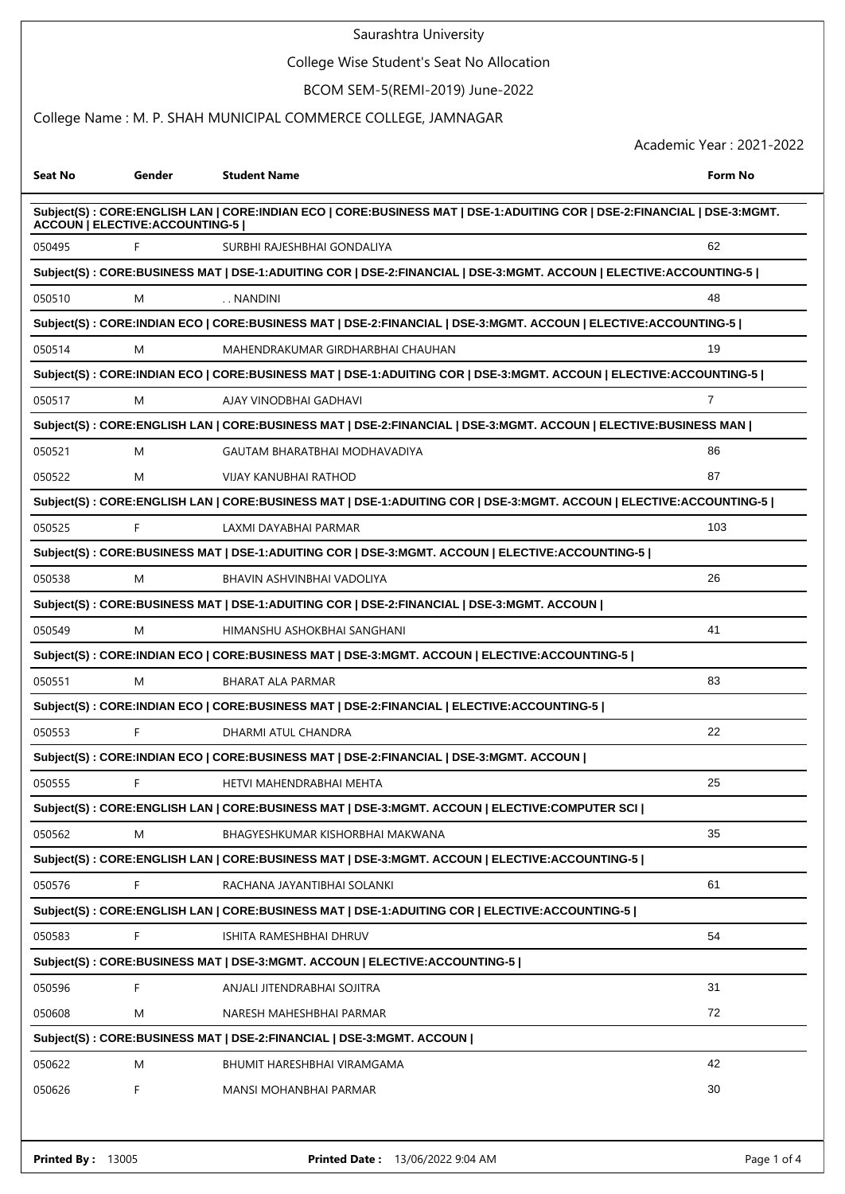# Saurashtra University

## College Wise Student's Seat No Allocation

### BCOM SEM-5(REMI-2019) June-2022

College Name : M. P. SHAH MUNICIPAL COMMERCE COLLEGE, JAMNAGAR

Academic Year : 2021-2022

| Seat No | Gender | Student Name | Form No |
|---|---|---|---|
| **Subject(S) : CORE:ENGLISH LAN \| CORE:INDIAN ECO \| CORE:BUSINESS MAT \| DSE-1:ADUITING COR \| DSE-2:FINANCIAL \| DSE-3:MGMT. ACCOUN \| ELECTIVE:ACCOUNTING-5 \|** | | | |
| 050495 | F | SURBHI RAJESHBHAI GONDALIYA | 62 |
| **Subject(S) : CORE:BUSINESS MAT \| DSE-1:ADUITING COR \| DSE-2:FINANCIAL \| DSE-3:MGMT. ACCOUN \| ELECTIVE:ACCOUNTING-5 \|** | | | |
| 050510 | M | . . NANDINI | 48 |
| **Subject(S) : CORE:INDIAN ECO \| CORE:BUSINESS MAT \| DSE-2:FINANCIAL \| DSE-3:MGMT. ACCOUN \| ELECTIVE:ACCOUNTING-5 \|** | | | |
| 050514 | M | MAHENDRAKUMAR GIRDHARBHAI CHAUHAN | 19 |
| **Subject(S) : CORE:INDIAN ECO \| CORE:BUSINESS MAT \| DSE-1:ADUITING COR \| DSE-3:MGMT. ACCOUN \| ELECTIVE:ACCOUNTING-5 \|** | | | |
| 050517 | M | AJAY VINODBHAI GADHAVI | 7 |
| **Subject(S) : CORE:ENGLISH LAN \| CORE:BUSINESS MAT \| DSE-2:FINANCIAL \| DSE-3:MGMT. ACCOUN \| ELECTIVE:BUSINESS MAN \|** | | | |
| 050521 | M | GAUTAM BHARATBHAI MODHAVADIYA | 86 |
| 050522 | M | VIJAY KANUBHAI RATHOD | 87 |
| **Subject(S) : CORE:ENGLISH LAN \| CORE:BUSINESS MAT \| DSE-1:ADUITING COR \| DSE-3:MGMT. ACCOUN \| ELECTIVE:ACCOUNTING-5 \|** | | | |
| 050525 | F | LAXMI DAYABHAI PARMAR | 103 |
| **Subject(S) : CORE:BUSINESS MAT \| DSE-1:ADUITING COR \| DSE-3:MGMT. ACCOUN \| ELECTIVE:ACCOUNTING-5 \|** | | | |
| 050538 | M | BHAVIN ASHVINBHAI VADOLIYA | 26 |
| **Subject(S) : CORE:BUSINESS MAT \| DSE-1:ADUITING COR \| DSE-2:FINANCIAL \| DSE-3:MGMT. ACCOUN \|** | | | |
| 050549 | M | HIMANSHU ASHOKBHAI SANGHANI | 41 |
| **Subject(S) : CORE:INDIAN ECO \| CORE:BUSINESS MAT \| DSE-3:MGMT. ACCOUN \| ELECTIVE:ACCOUNTING-5 \|** | | | |
| 050551 | M | BHARAT ALA PARMAR | 83 |
| **Subject(S) : CORE:INDIAN ECO \| CORE:BUSINESS MAT \| DSE-2:FINANCIAL \| ELECTIVE:ACCOUNTING-5 \|** | | | |
| 050553 | F | DHARMI ATUL CHANDRA | 22 |
| **Subject(S) : CORE:INDIAN ECO \| CORE:BUSINESS MAT \| DSE-2:FINANCIAL \| DSE-3:MGMT. ACCOUN \|** | | | |
| 050555 | F | HETVI MAHENDRABHAI MEHTA | 25 |
| **Subject(S) : CORE:ENGLISH LAN \| CORE:BUSINESS MAT \| DSE-3:MGMT. ACCOUN \| ELECTIVE:COMPUTER SCI \|** | | | |
| 050562 | M | BHAGYESHKUMAR KISHORBHAI MAKWANA | 35 |
| **Subject(S) : CORE:ENGLISH LAN \| CORE:BUSINESS MAT \| DSE-3:MGMT. ACCOUN \| ELECTIVE:ACCOUNTING-5 \|** | | | |
| 050576 | F | RACHANA JAYANTIBHAI SOLANKI | 61 |
| **Subject(S) : CORE:ENGLISH LAN \| CORE:BUSINESS MAT \| DSE-1:ADUITING COR \| ELECTIVE:ACCOUNTING-5 \|** | | | |
| 050583 | F | ISHITA RAMESHBHAI DHRUV | 54 |
| **Subject(S) : CORE:BUSINESS MAT \| DSE-3:MGMT. ACCOUN \| ELECTIVE:ACCOUNTING-5 \|** | | | |
| 050596 | F | ANJALI JITENDRABHAI SOJITRA | 31 |
| 050608 | M | NARESH MAHESHBHAI PARMAR | 72 |
| **Subject(S) : CORE:BUSINESS MAT \| DSE-2:FINANCIAL \| DSE-3:MGMT. ACCOUN \|** | | | |
| 050622 | M | BHUMIT HARESHBHAI VIRAMGAMA | 42 |
| 050626 | F | MANSI MOHANBHAI PARMAR | 30 |

**Printed By :** 13005 **Printed Date :** 13/06/2022 9:04 AM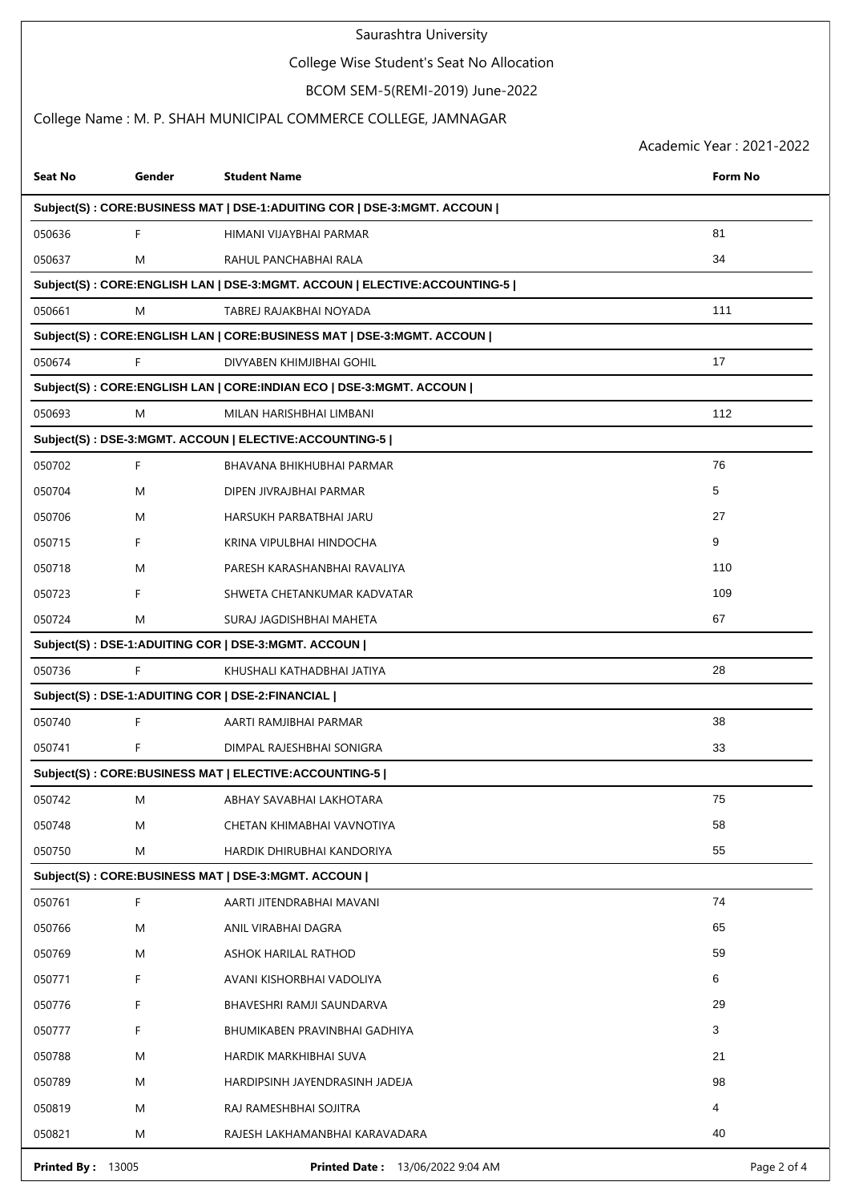# Saurashtra University

## College Wise Student's Seat No Allocation

### BCOM SEM-5(REMI-2019) June-2022

### College Name : M. P. SHAH MUNICIPAL COMMERCE COLLEGE, JAMNAGAR

Academic Year : 2021-2022

| Seat No | Gender | Student Name | Form No |
|---|---|---|---|
| **Subject(S) : CORE:BUSINESS MAT \| DSE-1:ADUITING COR \| DSE-3:MGMT. ACCOUN \|** | | | |
| 050636 | F | HIMANI VIJAYBHAI PARMAR | 81 |
| 050637 | M | RAHUL PANCHABHAI RALA | 34 |
| **Subject(S) : CORE:ENGLISH LAN \| DSE-3:MGMT. ACCOUN \| ELECTIVE:ACCOUNTING-5 \|** | | | |
| 050661 | M | TABREJ RAJAKBHAI NOYADA | 111 |
| **Subject(S) : CORE:ENGLISH LAN \| CORE:BUSINESS MAT \| DSE-3:MGMT. ACCOUN \|** | | | |
| 050674 | F | DIVYABEN KHIMJIBHAI GOHIL | 17 |
| **Subject(S) : CORE:ENGLISH LAN \| CORE:INDIAN ECO \| DSE-3:MGMT. ACCOUN \|** | | | |
| 050693 | M | MILAN HARISHBHAI LIMBANI | 112 |
| **Subject(S) : DSE-3:MGMT. ACCOUN \| ELECTIVE:ACCOUNTING-5 \|** | | | |
| 050702 | F | BHAVANA BHIKHUBHAI PARMAR | 76 |
| 050704 | M | DIPEN JIVRAJBHAI PARMAR | 5 |
| 050706 | M | HARSUKH PARBATBHAI JARU | 27 |
| 050715 | F | KRINA VIPULBHAI HINDOCHA | 9 |
| 050718 | M | PARESH KARASHANBHAI RAVALIYA | 110 |
| 050723 | F | SHWETA CHETANKUMAR KADVATAR | 109 |
| 050724 | M | SURAJ JAGDISHBHAI MAHETA | 67 |
| **Subject(S) : DSE-1:ADUITING COR \| DSE-3:MGMT. ACCOUN \|** | | | |
| 050736 | F | KHUSHALI KATHADBHAI JATIYA | 28 |
| **Subject(S) : DSE-1:ADUITING COR \| DSE-2:FINANCIAL \|** | | | |
| 050740 | F | AARTI RAMJIBHAI PARMAR | 38 |
| 050741 | F | DIMPAL RAJESHBHAI SONIGRA | 33 |
| **Subject(S) : CORE:BUSINESS MAT \| ELECTIVE:ACCOUNTING-5 \|** | | | |
| 050742 | M | ABHAY SAVABHAI LAKHOTARA | 75 |
| 050748 | M | CHETAN KHIMABHAI VAVNOTIYA | 58 |
| 050750 | M | HARDIK DHIRUBHAI KANDORIYA | 55 |
| **Subject(S) : CORE:BUSINESS MAT \| DSE-3:MGMT. ACCOUN \|** | | | |
| 050761 | F | AARTI JITENDRABHAI MAVANI | 74 |
| 050766 | M | ANIL VIRABHAI DAGRA | 65 |
| 050769 | M | ASHOK HARILAL RATHOD | 59 |
| 050771 | F | AVANI KISHORBHAI VADOLIYA | 6 |
| 050776 | F | BHAVESHRI RAMJI SAUNDARVA | 29 |
| 050777 | F | BHUMIKABEN PRAVINBHAI GADHIYA | 3 |
| 050788 | M | HARDIK MARKHIBHAI SUVA | 21 |
| 050789 | M | HARDIPSINH JAYENDRASINH JADEJA | 98 |
| 050819 | M | RAJ RAMESHBHAI SOJITRA | 4 |
| 050821 | M | RAJESH LAKHAMANBHAI KARAVADARA | 40 |

**Printed By :** 13005 **Printed Date :** 13/06/2022 9:04 AM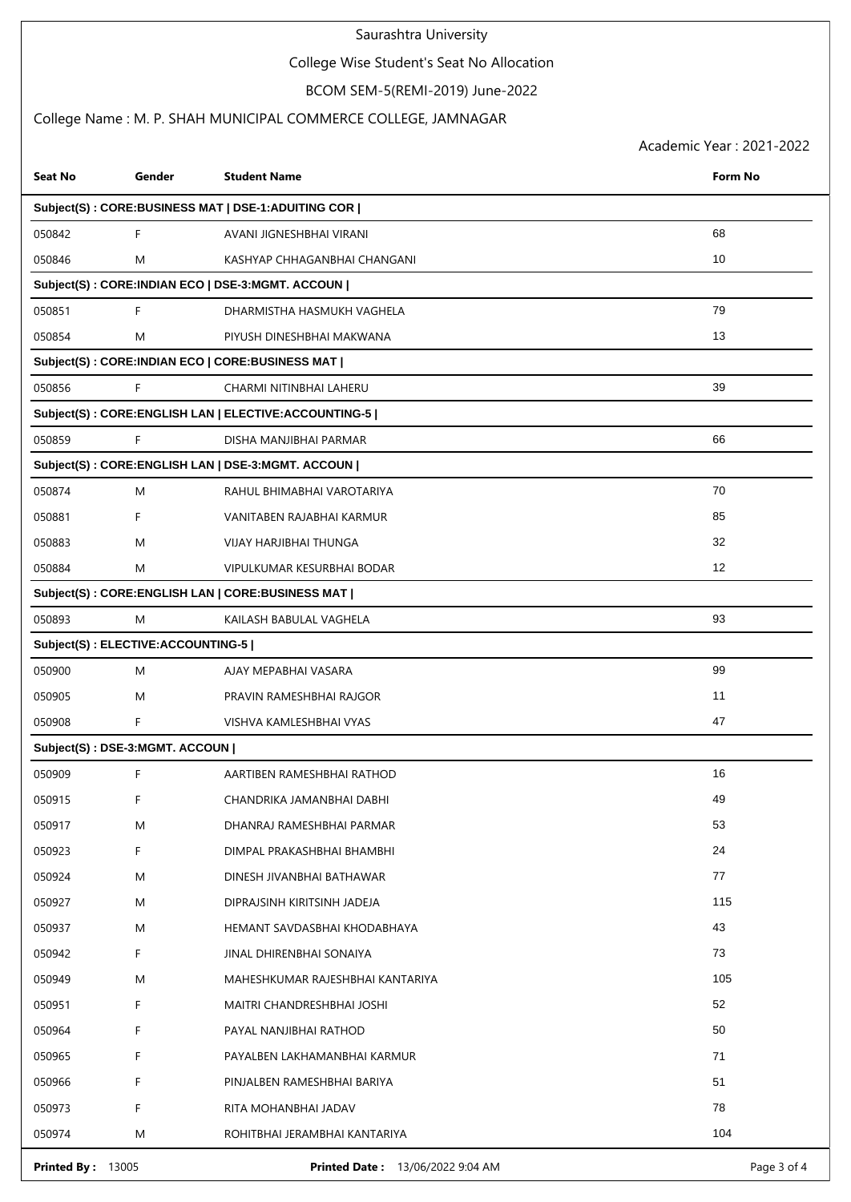# Saurashtra University

## College Wise Student's Seat No Allocation

### BCOM SEM-5(REMI-2019) June-2022

### College Name : M. P. SHAH MUNICIPAL COMMERCE COLLEGE, JAMNAGAR

Academic Year : 2021-2022

| Seat No | Gender | Student Name | Form No |
|---|---|---|---|
| **Subject(S) : CORE:BUSINESS MAT \| DSE-1:ADUITING COR \|** | | | |
| 050842 | F | AVANI JIGNESHBHAI VIRANI | 68 |
| 050846 | M | KASHYAP CHHAGANBHAI CHANGANI | 10 |
| **Subject(S) : CORE:INDIAN ECO \| DSE-3:MGMT. ACCOUN \|** | | | |
| 050851 | F | DHARMISTHA HASMUKH VAGHELA | 79 |
| 050854 | M | PIYUSH DINESHBHAI MAKWANA | 13 |
| **Subject(S) : CORE:INDIAN ECO \| CORE:BUSINESS MAT \|** | | | |
| 050856 | F | CHARMI NITINBHAI LAHERU | 39 |
| **Subject(S) : CORE:ENGLISH LAN \| ELECTIVE:ACCOUNTING-5 \|** | | | |
| 050859 | F | DISHA MANJIBHAI PARMAR | 66 |
| **Subject(S) : CORE:ENGLISH LAN \| DSE-3:MGMT. ACCOUN \|** | | | |
| 050874 | M | RAHUL BHIMABHAI VAROTARIYA | 70 |
| 050881 | F | VANITABEN RAJABHAI KARMUR | 85 |
| 050883 | M | VIJAY HARJIBHAI THUNGA | 32 |
| 050884 | M | VIPULKUMAR KESURBHAI BODAR | 12 |
| **Subject(S) : CORE:ENGLISH LAN \| CORE:BUSINESS MAT \|** | | | |
| 050893 | M | KAILASH BABULAL VAGHELA | 93 |
| **Subject(S) : ELECTIVE:ACCOUNTING-5 \|** | | | |
| 050900 | M | AJAY MEPABHAI VASARA | 99 |
| 050905 | M | PRAVIN RAMESHBHAI RAJGOR | 11 |
| 050908 | F | VISHVA KAMLESHBHAI VYAS | 47 |
| **Subject(S) : DSE-3:MGMT. ACCOUN \|** | | | |
| 050909 | F | AARTIBEN RAMESHBHAI RATHOD | 16 |
| 050915 | F | CHANDRIKA JAMANBHAI DABHI | 49 |
| 050917 | M | DHANRAJ RAMESHBHAI PARMAR | 53 |
| 050923 | F | DIMPAL PRAKASHBHAI BHAMBHI | 24 |
| 050924 | M | DINESH JIVANBHAI BATHAWAR | 77 |
| 050927 | M | DIPRAJSINH KIRITSINH JADEJA | 115 |
| 050937 | M | HEMANT SAVDASBHAI KHODABHAYA | 43 |
| 050942 | F | JINAL DHIRENBHAI SONAIYA | 73 |
| 050949 | M | MAHESHKUMAR RAJESHBHAI KANTARIYA | 105 |
| 050951 | F | MAITRI CHANDRESHBHAI JOSHI | 52 |
| 050964 | F | PAYAL NANJIBHAI RATHOD | 50 |
| 050965 | F | PAYALBEN LAKHAMANBHAI KARMUR | 71 |
| 050966 | F | PINJALBEN RAMESHBHAI BARIYA | 51 |
| 050973 | F | RITA MOHANBHAI JADAV | 78 |
| 050974 | M | ROHITBHAI JERAMBHAI KANTARIYA | 104 |

**Printed By :** 13005 **Printed Date :** 13/06/2022 9:04 AM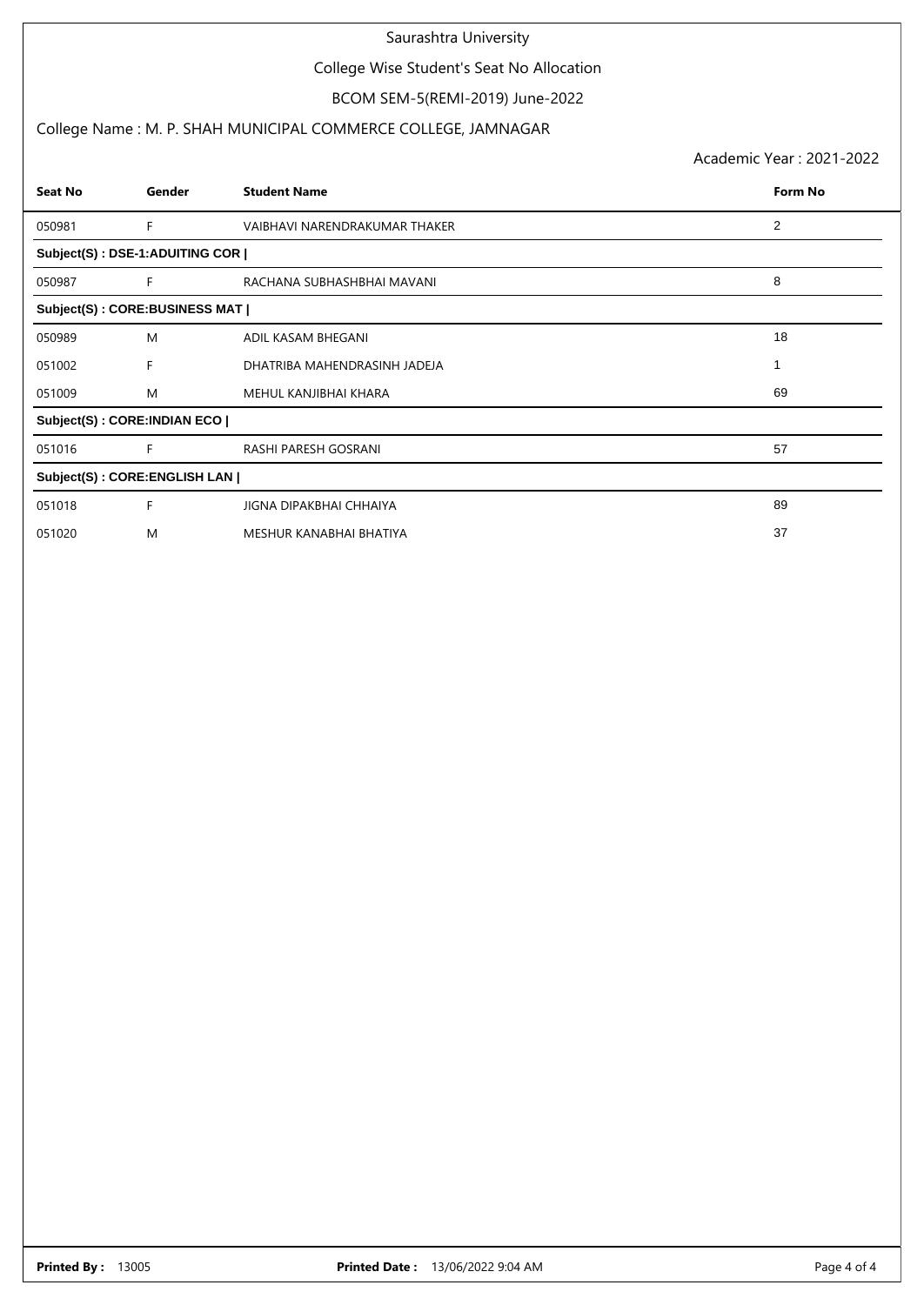# Saurashtra University

## College Wise Student's Seat No Allocation

### BCOM SEM-5(REMI-2019) June-2022

### College Name : M. P. SHAH MUNICIPAL COMMERCE COLLEGE, JAMNAGAR

Academic Year : 2021-2022

| Seat No | Gender | Student Name | Form No |
| --- | --- | --- | --- |
| 050981 | F | VAIBHAVI NARENDRAKUMAR THAKER | 2 |
| **Subject(S) : DSE-1:ADUITING COR \|** | | | |
| 050987 | F | RACHANA SUBHASHBHAI MAVANI | 8 |
| **Subject(S) : CORE:BUSINESS MAT \|** | | | |
| 050989 | M | ADIL KASAM BHEGANI | 18 |
| 051002 | F | DHATRIBA MAHENDRASINH JADEJA | 1 |
| 051009 | M | MEHUL KANJIBHAI KHARA | 69 |
| **Subject(S) : CORE:INDIAN ECO \|** | | | |
| 051016 | F | RASHI PARESH GOSRANI | 57 |
| **Subject(S) : CORE:ENGLISH LAN \|** | | | |
| 051018 | F | JIGNA DIPAKBHAI CHHAIYA | 89 |
| 051020 | M | MESHUR KANABHAI BHATIYA | 37 |

**Printed By :** 13005 **Printed Date :** 13/06/2022 9:04 AM